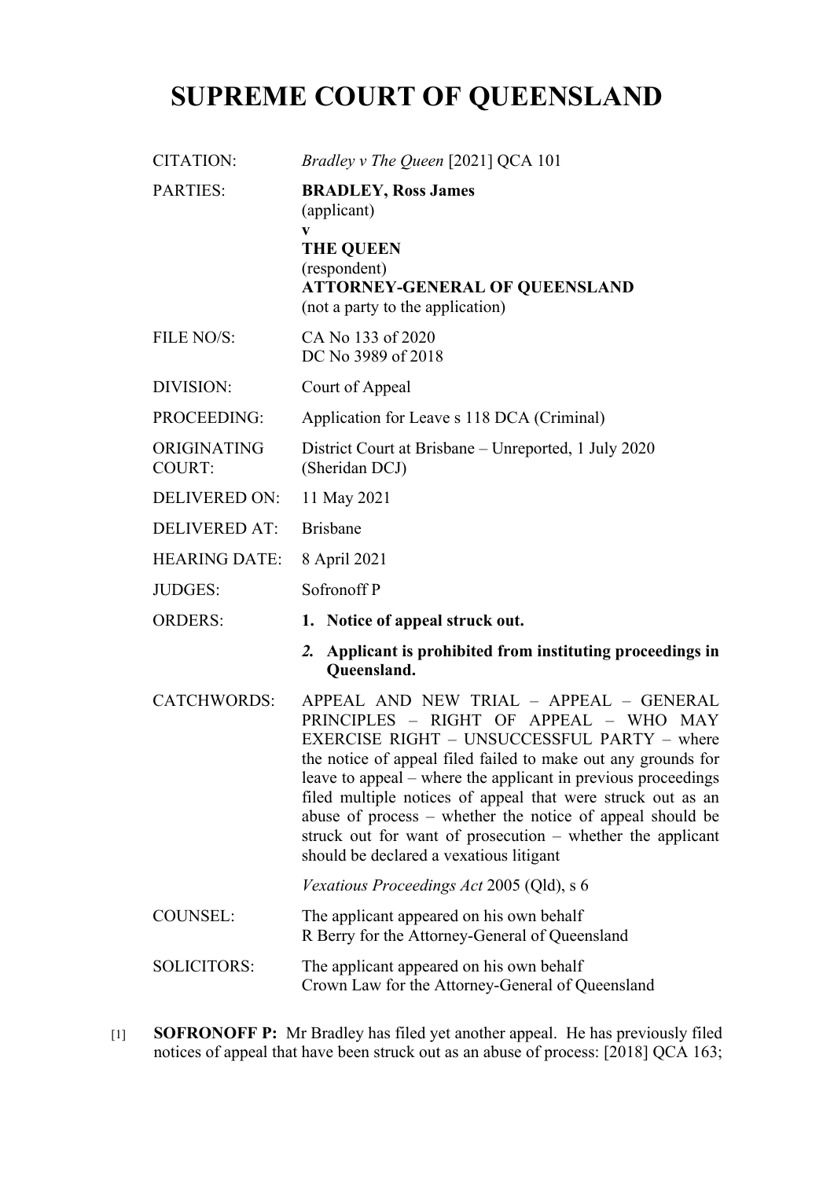# SUPREME COURT OF QUEENSLAND

| | |
|---|---|
| CITATION: | *Bradley v The Queen* [2021] QCA 101 |
| PARTIES: | **BRADLEY, Ross James**<br>(applicant)<br>**v**<br>**THE QUEEN**<br>(respondent)<br>**ATTORNEY-GENERAL OF QUEENSLAND**<br>(not a party to the application) |
| FILE NO/S: | CA No 133 of 2020<br>DC No 3989 of 2018 |
| DIVISION: | Court of Appeal |
| PROCEEDING: | Application for Leave s 118 DCA (Criminal) |
| ORIGINATING COURT: | District Court at Brisbane – Unreported, 1 July 2020 (Sheridan DCJ) |
| DELIVERED ON: | 11 May 2021 |
| DELIVERED AT: | Brisbane |
| HEARING DATE: | 8 April 2021 |
| JUDGES: | Sofronoff P |
| ORDERS: | **1. Notice of appeal struck out.**<br>***2.* Applicant is prohibited from instituting proceedings in Queensland.** |
| CATCHWORDS: | APPEAL AND NEW TRIAL – APPEAL – GENERAL PRINCIPLES – RIGHT OF APPEAL – WHO MAY EXERCISE RIGHT – UNSUCCESSFUL PARTY – where the notice of appeal filed failed to make out any grounds for leave to appeal – where the applicant in previous proceedings filed multiple notices of appeal that were struck out as an abuse of process – whether the notice of appeal should be struck out for want of prosecution – whether the applicant should be declared a vexatious litigant<br><br>*Vexatious Proceedings Act* 2005 (Qld), s 6 |
| COUNSEL: | The applicant appeared on his own behalf<br>R Berry for the Attorney-General of Queensland |
| SOLICITORS: | The applicant appeared on his own behalf<br>Crown Law for the Attorney-General of Queensland |

[1] **SOFRONOFF P:** Mr Bradley has filed yet another appeal. He has previously filed notices of appeal that have been struck out as an abuse of process: [2018] QCA 163;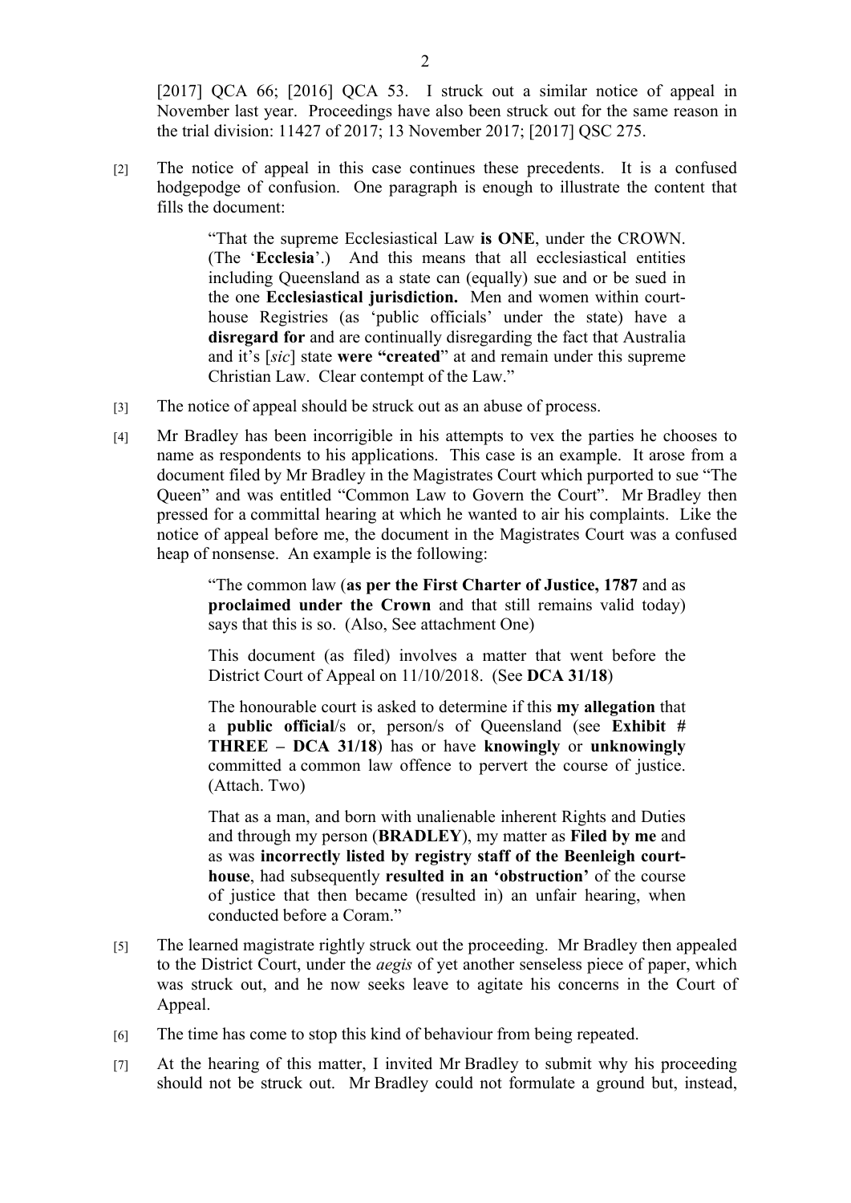[2017] QCA 66; [2016] QCA 53. I struck out a similar notice of appeal in November last year. Proceedings have also been struck out for the same reason in the trial division: 11427 of 2017; 13 November 2017; [2017] QSC 275.

[2] The notice of appeal in this case continues these precedents. It is a confused hodgepodge of confusion. One paragraph is enough to illustrate the content that fills the document:

> "That the supreme Ecclesiastical Law **is ONE**, under the CROWN. (The '**Ecclesia**'.) And this means that all ecclesiastical entities including Queensland as a state can (equally) sue and or be sued in the one **Ecclesiastical jurisdiction.** Men and women within court-house Registries (as 'public officials' under the state) have a **disregard for** and are continually disregarding the fact that Australia and it's [*sic*] state **were "created**" at and remain under this supreme Christian Law. Clear contempt of the Law."

[3] The notice of appeal should be struck out as an abuse of process.

[4] Mr Bradley has been incorrigible in his attempts to vex the parties he chooses to name as respondents to his applications. This case is an example. It arose from a document filed by Mr Bradley in the Magistrates Court which purported to sue "The Queen" and was entitled "Common Law to Govern the Court". Mr Bradley then pressed for a committal hearing at which he wanted to air his complaints. Like the notice of appeal before me, the document in the Magistrates Court was a confused heap of nonsense. An example is the following:

> "The common law (**as per the First Charter of Justice, 1787** and as **proclaimed under the Crown** and that still remains valid today) says that this is so. (Also, See attachment One)
>
> This document (as filed) involves a matter that went before the District Court of Appeal on 11/10/2018. (See **DCA 31/18**)
>
> The honourable court is asked to determine if this **my allegation** that a **public official**/s or, person/s of Queensland (see **Exhibit # THREE – DCA 31/18**) has or have **knowingly** or **unknowingly** committed a common law offence to pervert the course of justice. (Attach. Two)
>
> That as a man, and born with unalienable inherent Rights and Duties and through my person (**BRADLEY**), my matter as **Filed by me** and as was **incorrectly listed by registry staff of the Beenleigh court-house**, had subsequently **resulted in an 'obstruction'** of the course of justice that then became (resulted in) an unfair hearing, when conducted before a Coram."

[5] The learned magistrate rightly struck out the proceeding. Mr Bradley then appealed to the District Court, under the *aegis* of yet another senseless piece of paper, which was struck out, and he now seeks leave to agitate his concerns in the Court of Appeal.

[6] The time has come to stop this kind of behaviour from being repeated.

[7] At the hearing of this matter, I invited Mr Bradley to submit why his proceeding should not be struck out. Mr Bradley could not formulate a ground but, instead,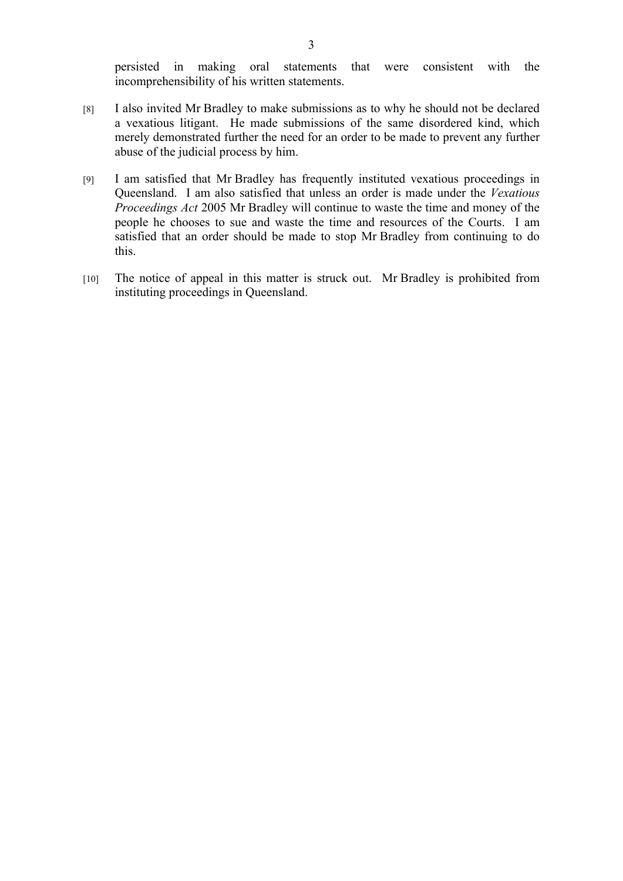persisted in making oral statements that were consistent with the incomprehensibility of his written statements.

[8] I also invited Mr Bradley to make submissions as to why he should not be declared a vexatious litigant. He made submissions of the same disordered kind, which merely demonstrated further the need for an order to be made to prevent any further abuse of the judicial process by him.

[9] I am satisfied that Mr Bradley has frequently instituted vexatious proceedings in Queensland. I am also satisfied that unless an order is made under the *Vexatious Proceedings Act* 2005 Mr Bradley will continue to waste the time and money of the people he chooses to sue and waste the time and resources of the Courts. I am satisfied that an order should be made to stop Mr Bradley from continuing to do this.

[10] The notice of appeal in this matter is struck out. Mr Bradley is prohibited from instituting proceedings in Queensland.